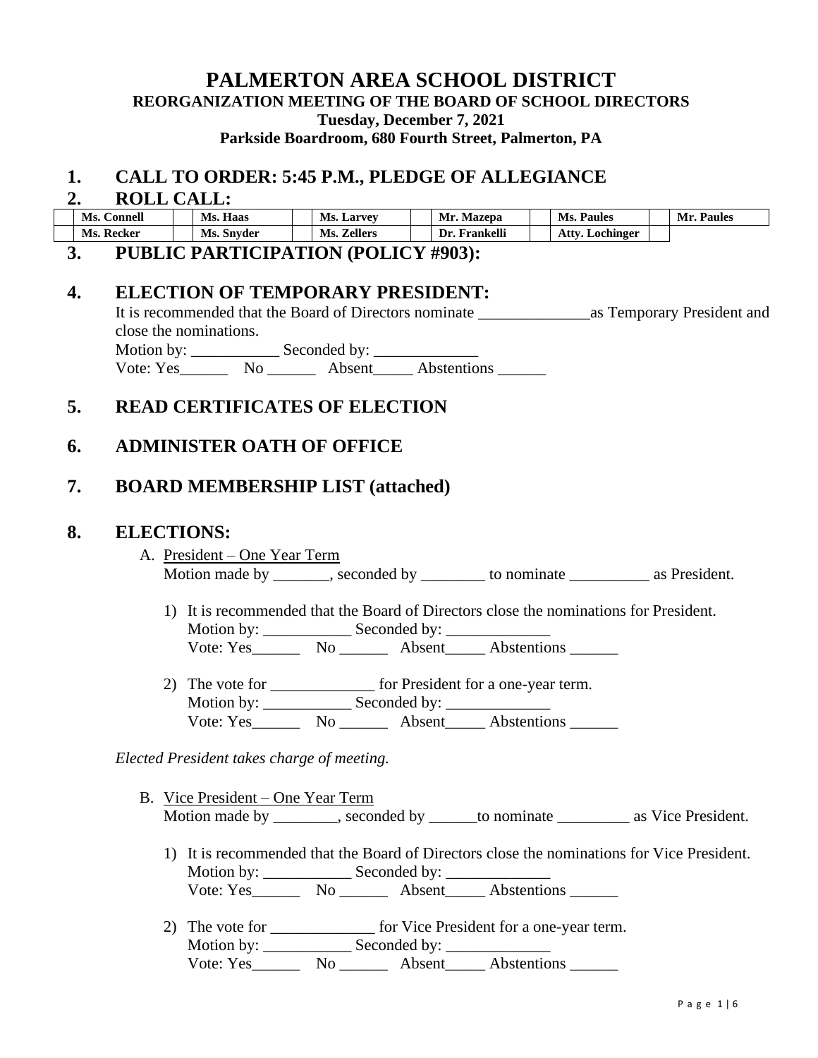# PALMERTON AREA SCHOOL DISTRICT

**REORGANIZATION MEETING OF THE BOARD OF SCHOOL DIRECTORS**
**Tuesday, December 7, 2021**
**Parkside Boardroom, 680 Fourth Street, Palmerton, PA**

## 1. CALL TO ORDER: 5:45 P.M., PLEDGE OF ALLEGIANCE

## 2. ROLL CALL:

| | | | | | | | | | | | |
|---|---|---|---|---|---|---|---|---|---|---|---|
| | **Ms. Connell** | | **Ms. Haas** | | **Ms. Larvey** | | **Mr. Mazepa** | | **Ms. Paules** | | **Mr. Paules** |
| | **Ms. Recker** | | **Ms. Snyder** | | **Ms. Zellers** | | **Dr. Frankelli** | | **Atty. Lochinger** | | |

## 3. PUBLIC PARTICIPATION (POLICY #903):

## 4. ELECTION OF TEMPORARY PRESIDENT:

It is recommended that the Board of Directors nominate ______________as Temporary President and close the nominations.
Motion by: ___________ Seconded by: _____________
Vote: Yes______ No ______ Absent_____ Abstentions ______

## 5. READ CERTIFICATES OF ELECTION

## 6. ADMINISTER OATH OF OFFICE

## 7. BOARD MEMBERSHIP LIST (attached)

## 8. ELECTIONS:

A. President – One Year Term
Motion made by _______, seconded by ________ to nominate __________ as President.

1) It is recommended that the Board of Directors close the nominations for President.
Motion by: ___________ Seconded by: _____________
Vote: Yes______ No ______ Absent_____ Abstentions ______

2) The vote for _____________ for President for a one-year term.
Motion by: ___________ Seconded by: _____________
Vote: Yes______ No ______ Absent_____ Abstentions ______

*Elected President takes charge of meeting.*

B. Vice President – One Year Term
Motion made by ________, seconded by ______to nominate _________ as Vice President.

1) It is recommended that the Board of Directors close the nominations for Vice President.
Motion by: ___________ Seconded by: _____________
Vote: Yes______ No ______ Absent_____ Abstentions ______

2) The vote for _____________ for Vice President for a one-year term.
Motion by: ___________ Seconded by: _____________
Vote: Yes______ No ______ Absent_____ Abstentions ______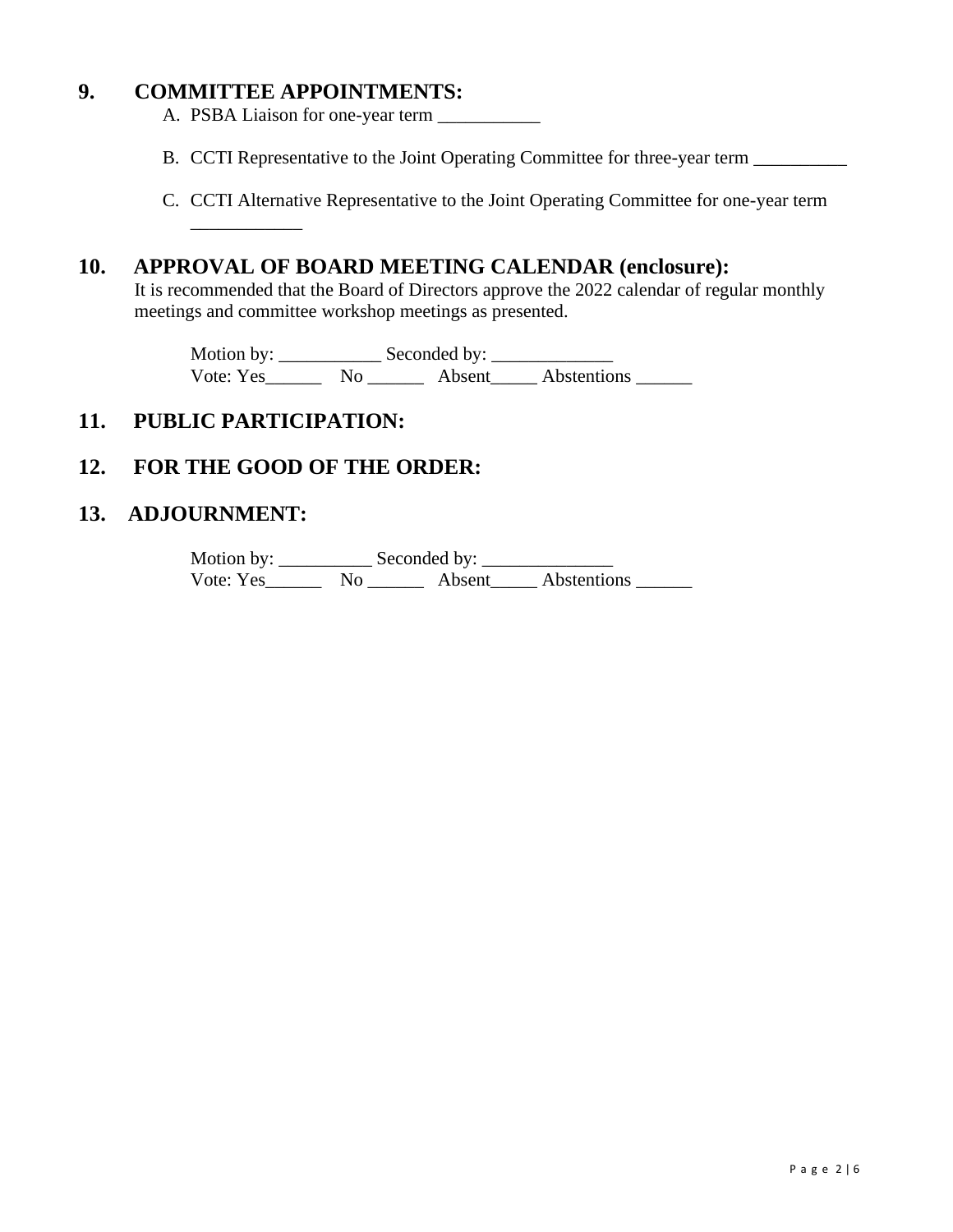## 9. COMMITTEE APPOINTMENTS:

A. PSBA Liaison for one-year term ___________

B. CCTI Representative to the Joint Operating Committee for three-year term __________

C. CCTI Alternative Representative to the Joint Operating Committee for one-year term ____________

## 10. APPROVAL OF BOARD MEETING CALENDAR (enclosure):

It is recommended that the Board of Directors approve the 2022 calendar of regular monthly meetings and committee workshop meetings as presented.

Motion by: ___________ Seconded by: _____________
Vote: Yes______ No ______ Absent_____ Abstentions ______

## 11. PUBLIC PARTICIPATION:

## 12. FOR THE GOOD OF THE ORDER:

## 13. ADJOURNMENT:

Motion by: __________ Seconded by: ______________
Vote: Yes______ No ______ Absent_____ Abstentions ______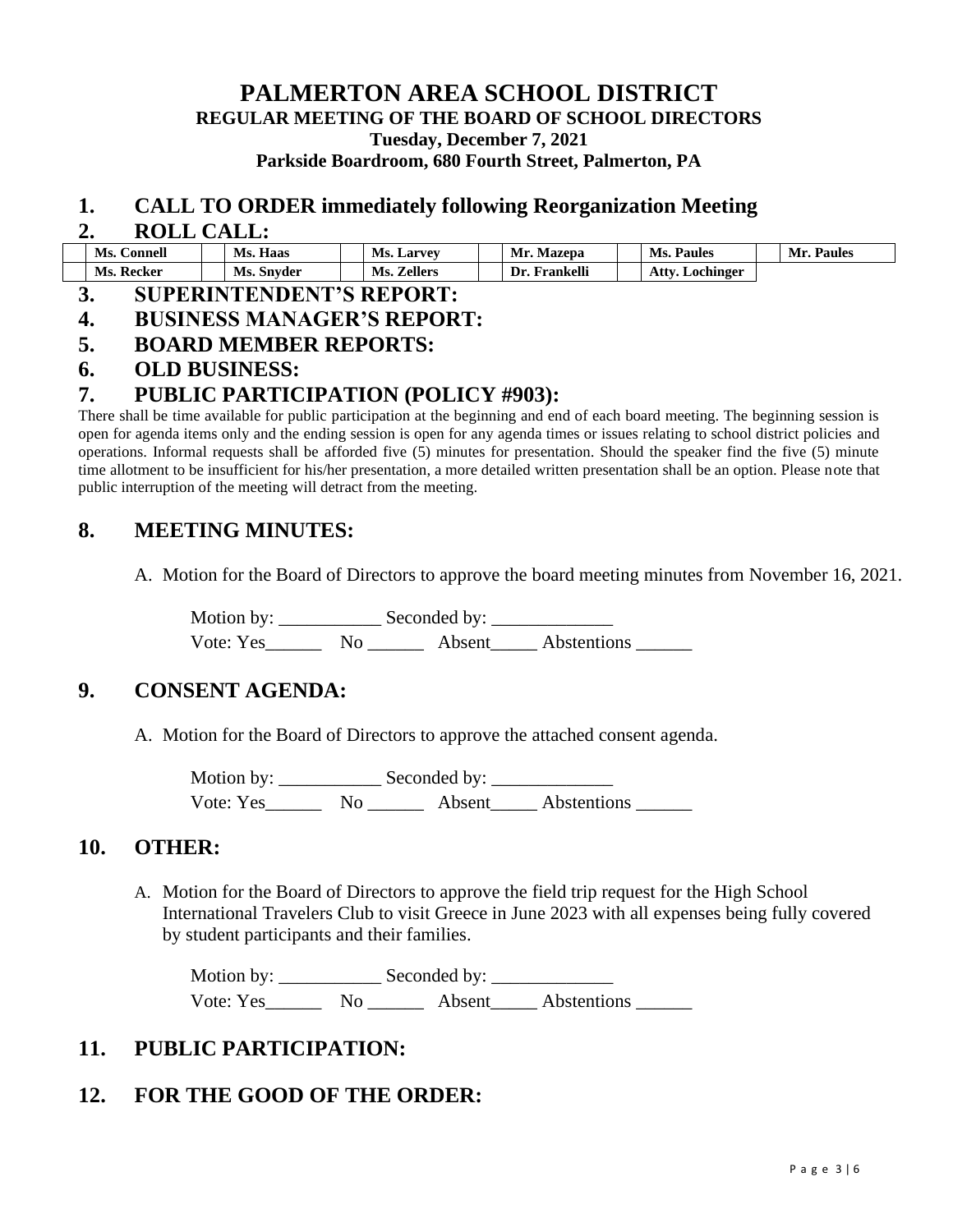# PALMERTON AREA SCHOOL DISTRICT

**REGULAR MEETING OF THE BOARD OF SCHOOL DIRECTORS**
**Tuesday, December 7, 2021**
**Parkside Boardroom, 680 Fourth Street, Palmerton, PA**

## 1. CALL TO ORDER immediately following Reorganization Meeting

## 2. ROLL CALL:

| | | | | | | | | | | | |
|---|---|---|---|---|---|---|---|---|---|---|---|
| | **Ms. Connell** | | **Ms. Haas** | | **Ms. Larvey** | | **Mr. Mazepa** | | **Ms. Paules** | | **Mr. Paules** |
| | **Ms. Recker** | | **Ms. Snyder** | | **Ms. Zellers** | | **Dr. Frankelli** | | **Atty. Lochinger** | | |

## 3. SUPERINTENDENT'S REPORT:

## 4. BUSINESS MANAGER'S REPORT:

## 5. BOARD MEMBER REPORTS:

## 6. OLD BUSINESS:

## 7. PUBLIC PARTICIPATION (POLICY #903):

There shall be time available for public participation at the beginning and end of each board meeting. The beginning session is open for agenda items only and the ending session is open for any agenda times or issues relating to school district policies and operations. Informal requests shall be afforded five (5) minutes for presentation. Should the speaker find the five (5) minute time allotment to be insufficient for his/her presentation, a more detailed written presentation shall be an option. Please note that public interruption of the meeting will detract from the meeting.

## 8. MEETING MINUTES:

A. Motion for the Board of Directors to approve the board meeting minutes from November 16, 2021.

Motion by: ___________ Seconded by: _____________
Vote: Yes______ No ______ Absent_____ Abstentions ______

## 9. CONSENT AGENDA:

A. Motion for the Board of Directors to approve the attached consent agenda.

Motion by: ___________ Seconded by: _____________
Vote: Yes______ No ______ Absent_____ Abstentions ______

## 10. OTHER:

A. Motion for the Board of Directors to approve the field trip request for the High School International Travelers Club to visit Greece in June 2023 with all expenses being fully covered by student participants and their families.

Motion by: ___________ Seconded by: _____________
Vote: Yes______ No ______ Absent_____ Abstentions ______

## 11. PUBLIC PARTICIPATION:

## 12. FOR THE GOOD OF THE ORDER: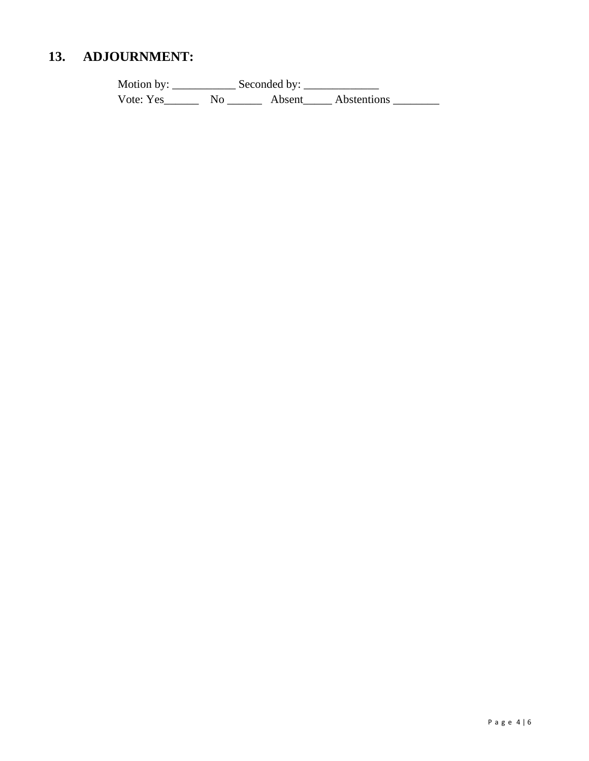## 13. ADJOURNMENT:

Motion by: ___________ Seconded by: _____________
Vote: Yes______ No ______ Absent_____ Abstentions ________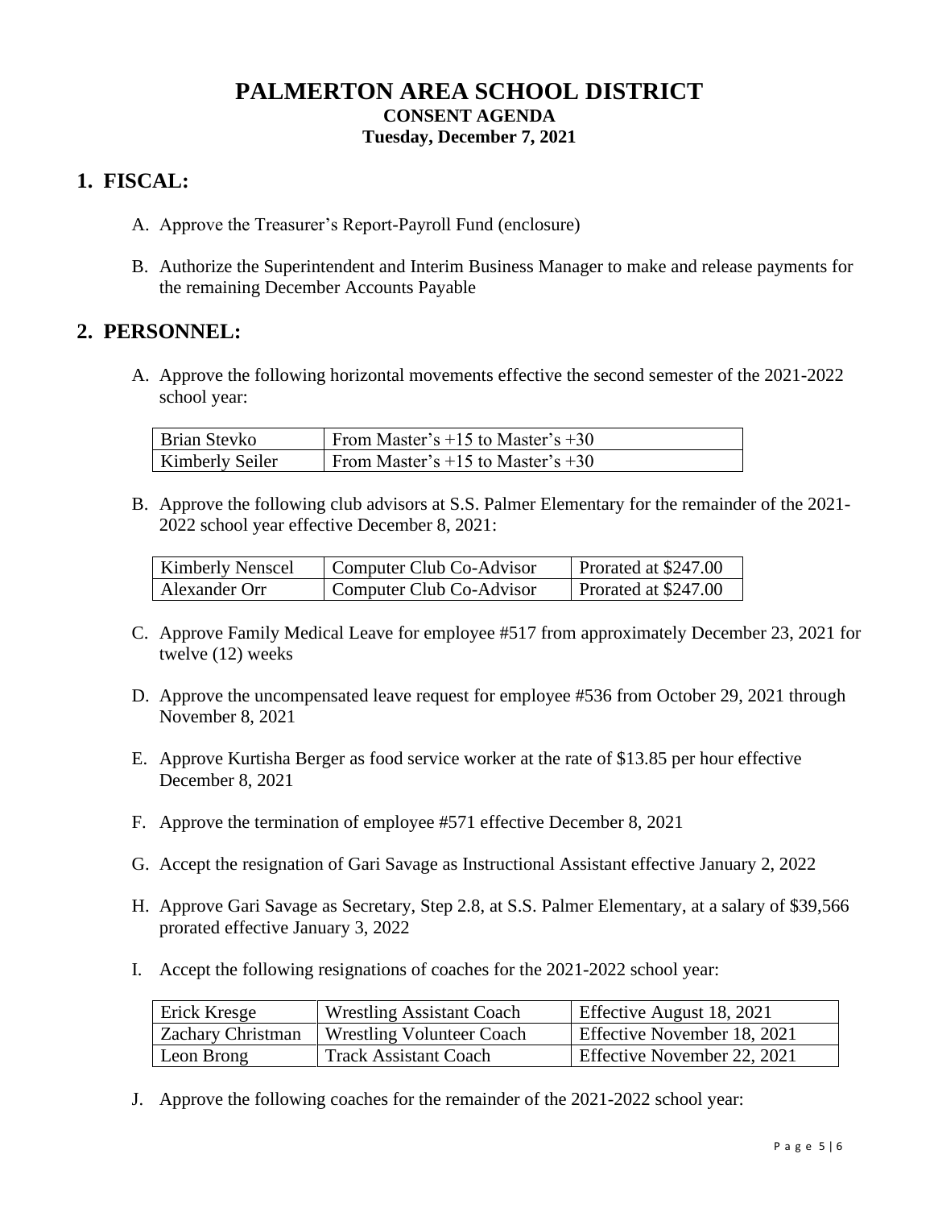# PALMERTON AREA SCHOOL DISTRICT

**CONSENT AGENDA**

**Tuesday, December 7, 2021**

## 1. FISCAL:

A. Approve the Treasurer's Report-Payroll Fund (enclosure)

B. Authorize the Superintendent and Interim Business Manager to make and release payments for the remaining December Accounts Payable

## 2. PERSONNEL:

A. Approve the following horizontal movements effective the second semester of the 2021-2022 school year:

| | |
|---|---|
| Brian Stevko | From Master's +15 to Master's +30 |
| Kimberly Seiler | From Master's +15 to Master's +30 |

B. Approve the following club advisors at S.S. Palmer Elementary for the remainder of the 2021-2022 school year effective December 8, 2021:

| | | |
|---|---|---|
| Kimberly Nenscel | Computer Club Co-Advisor | Prorated at $247.00 |
| Alexander Orr | Computer Club Co-Advisor | Prorated at $247.00 |

C. Approve Family Medical Leave for employee #517 from approximately December 23, 2021 for twelve (12) weeks

D. Approve the uncompensated leave request for employee #536 from October 29, 2021 through November 8, 2021

E. Approve Kurtisha Berger as food service worker at the rate of $13.85 per hour effective December 8, 2021

F. Approve the termination of employee #571 effective December 8, 2021

G. Accept the resignation of Gari Savage as Instructional Assistant effective January 2, 2022

H. Approve Gari Savage as Secretary, Step 2.8, at S.S. Palmer Elementary, at a salary of $39,566 prorated effective January 3, 2022

I. Accept the following resignations of coaches for the 2021-2022 school year:

| | | |
|---|---|---|
| Erick Kresge | Wrestling Assistant Coach | Effective August 18, 2021 |
| Zachary Christman | Wrestling Volunteer Coach | Effective November 18, 2021 |
| Leon Brong | Track Assistant Coach | Effective November 22, 2021 |

J. Approve the following coaches for the remainder of the 2021-2022 school year: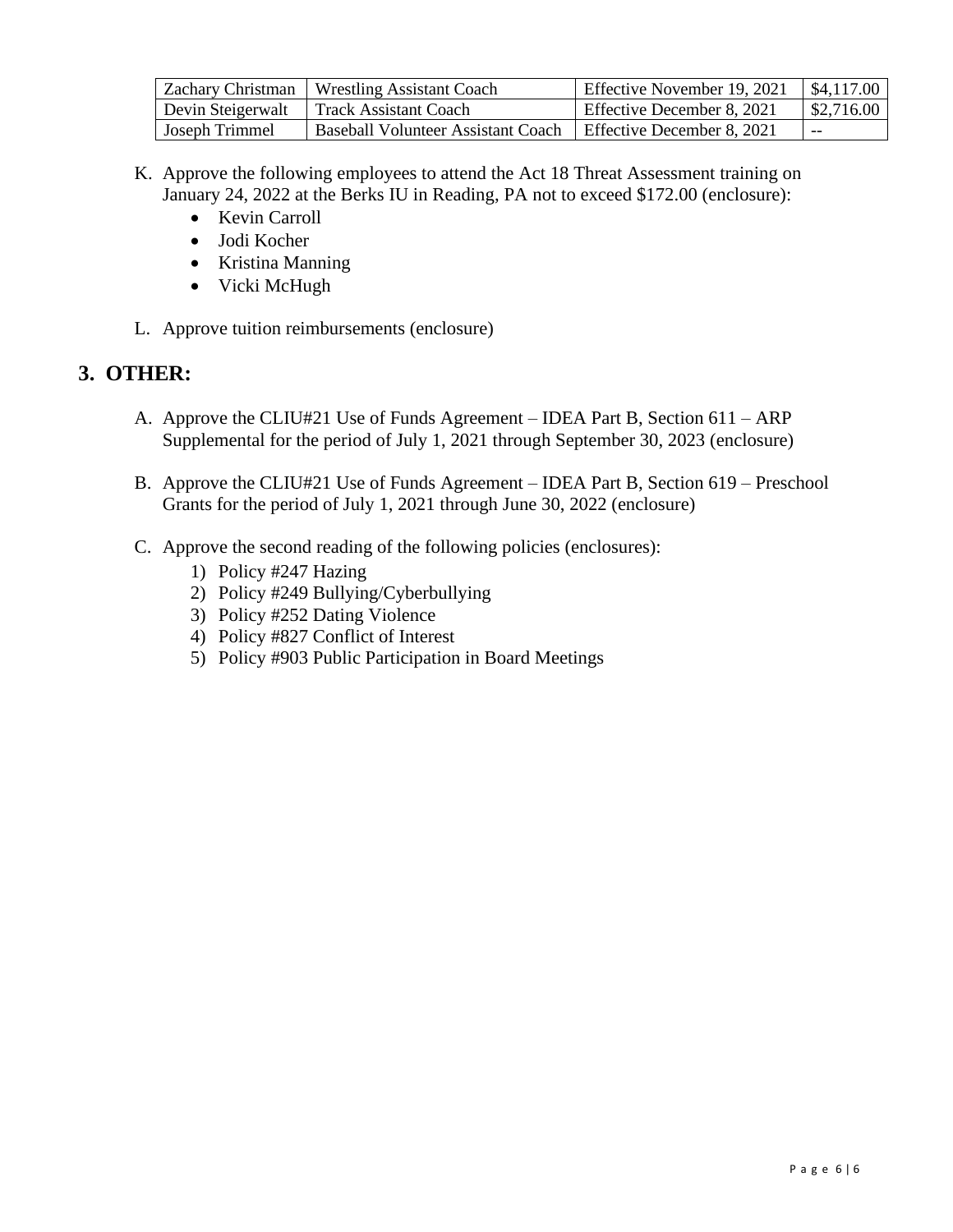| | | | |
|---|---|---|---|
| Zachary Christman | Wrestling Assistant Coach | Effective November 19, 2021 | $4,117.00 |
| Devin Steigerwalt | Track Assistant Coach | Effective December 8, 2021 | $2,716.00 |
| Joseph Trimmel | Baseball Volunteer Assistant Coach | Effective December 8, 2021 | -- |

K. Approve the following employees to attend the Act 18 Threat Assessment training on January 24, 2022 at the Berks IU in Reading, PA not to exceed $172.00 (enclosure):
- Kevin Carroll
- Jodi Kocher
- Kristina Manning
- Vicki McHugh

L. Approve tuition reimbursements (enclosure)

## 3. OTHER:

A. Approve the CLIU#21 Use of Funds Agreement – IDEA Part B, Section 611 – ARP Supplemental for the period of July 1, 2021 through September 30, 2023 (enclosure)

B. Approve the CLIU#21 Use of Funds Agreement – IDEA Part B, Section 619 – Preschool Grants for the period of July 1, 2021 through June 30, 2022 (enclosure)

C. Approve the second reading of the following policies (enclosures):
1) Policy #247 Hazing
2) Policy #249 Bullying/Cyberbullying
3) Policy #252 Dating Violence
4) Policy #827 Conflict of Interest
5) Policy #903 Public Participation in Board Meetings